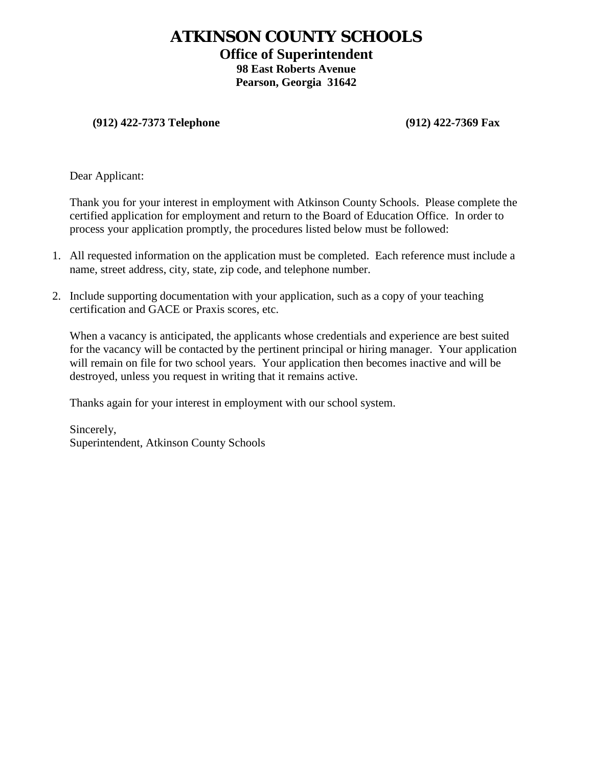# ATKINSON COUNTY SCHOOLS

## Office of Superintendent

**98 East Roberts Avenue**
**Pearson, Georgia 31642**

**(912) 422-7373 Telephone** **(912) 422-7369 Fax**

Dear Applicant:

Thank you for your interest in employment with Atkinson County Schools. Please complete the certified application for employment and return to the Board of Education Office. In order to process your application promptly, the procedures listed below must be followed:

1. All requested information on the application must be completed. Each reference must include a name, street address, city, state, zip code, and telephone number.

2. Include supporting documentation with your application, such as a copy of your teaching certification and GACE or Praxis scores, etc.

When a vacancy is anticipated, the applicants whose credentials and experience are best suited for the vacancy will be contacted by the pertinent principal or hiring manager. Your application will remain on file for two school years. Your application then becomes inactive and will be destroyed, unless you request in writing that it remains active.

Thanks again for your interest in employment with our school system.

Sincerely,
Superintendent, Atkinson County Schools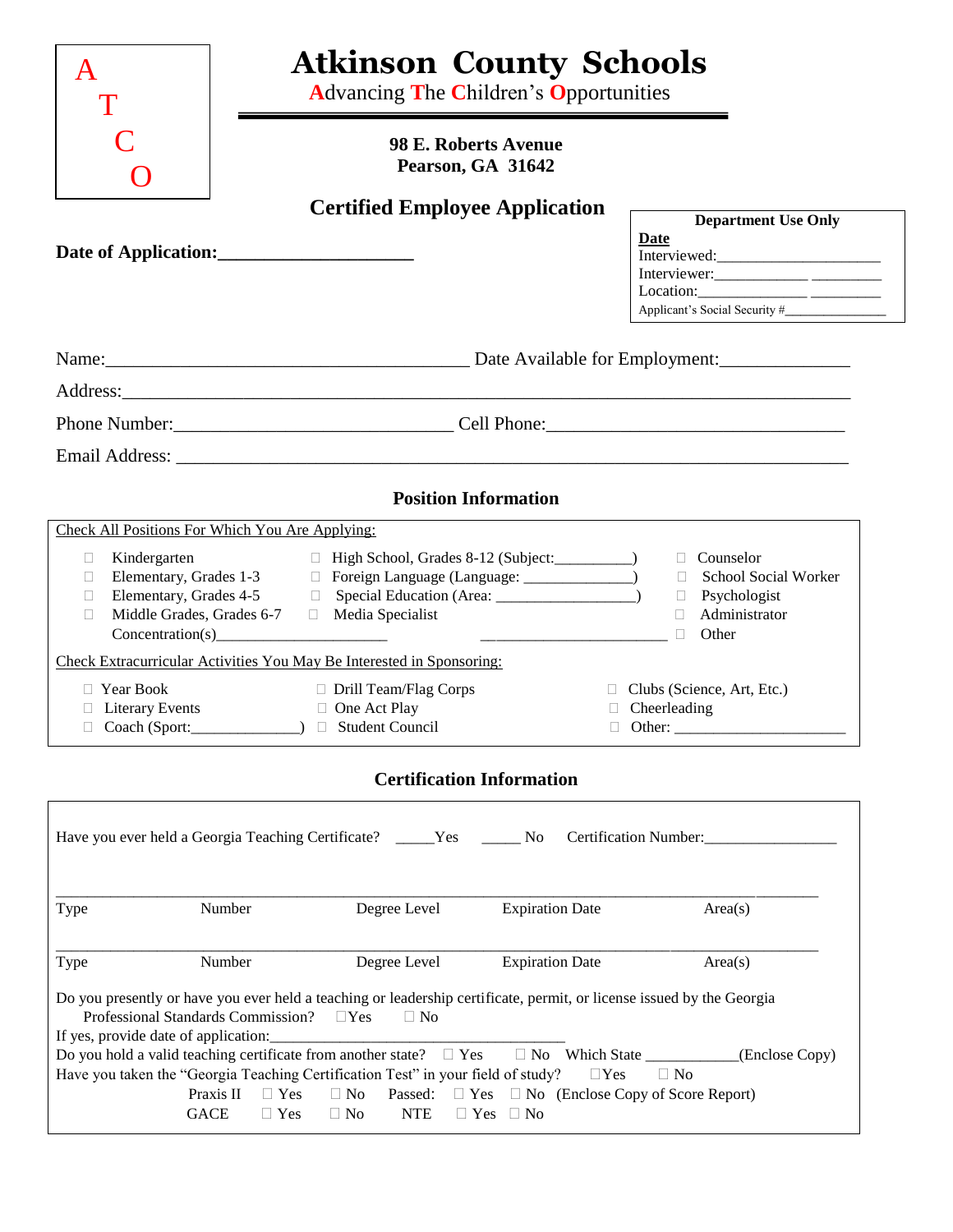A
T
C
O

# Atkinson County Schools

**A**dvancing **T**he **C**hildren's **O**pportunities

**98 E. Roberts Avenue**
**Pearson, GA 31642**

## Certified Employee Application

**Date of Application:____________________**

**Department Use Only**
**Date**
Interviewed:____________________
Interviewer:____________ _________
Location:______________ _________
Applicant's Social Security #_______________

Name:________________________________________ Date Available for Employment:______________

Address:____________________________________________________________________________

Phone Number:______________________________ Cell Phone:________________________________

Email Address: _______________________________________________________________________

### Position Information

Check All Positions For Which You Are Applying:

- ☐ Kindergarten
- ☐ Elementary, Grades 1-3
- ☐ Elementary, Grades 4-5
- ☐ Middle Grades, Grades 6-7 Concentration(s)_____________________
- ☐ High School, Grades 8-12 (Subject:__________)
- ☐ Foreign Language (Language: ______________)
- ☐ Special Education (Area: _________________)
- ☐ Media Specialist _______________________
- ☐ Counselor
- ☐ School Social Worker
- ☐ Psychologist
- ☐ Administrator
- ☐ Other

Check Extracurricular Activities You May Be Interested in Sponsoring:

- ☐ Year Book
- ☐ Literary Events
- ☐ Coach (Sport:______________)
- ☐ Drill Team/Flag Corps
- ☐ One Act Play
- ☐ Student Council
- ☐ Clubs (Science, Art, Etc.)
- ☐ Cheerleading
- ☐ Other: _____________________

### Certification Information

Have you ever held a Georgia Teaching Certificate? _____Yes _____ No Certification Number:________________

| Type | Number | Degree Level | Expiration Date | Area(s) |
|---|---|---|---|---|
| | | | | |
| | | | | |

Do you presently or have you ever held a teaching or leadership certificate, permit, or license issued by the Georgia Professional Standards Commission? ☐Yes ☐ No

If yes, provide date of application:___________________________________

Do you hold a valid teaching certificate from another state? ☐ Yes ☐ No Which State ____________(Enclose Copy)

Have you taken the "Georgia Teaching Certification Test" in your field of study? ☐Yes ☐ No

Praxis II ☐ Yes ☐ No Passed: ☐ Yes ☐ No (Enclose Copy of Score Report)

GACE ☐ Yes ☐ No NTE ☐ Yes ☐ No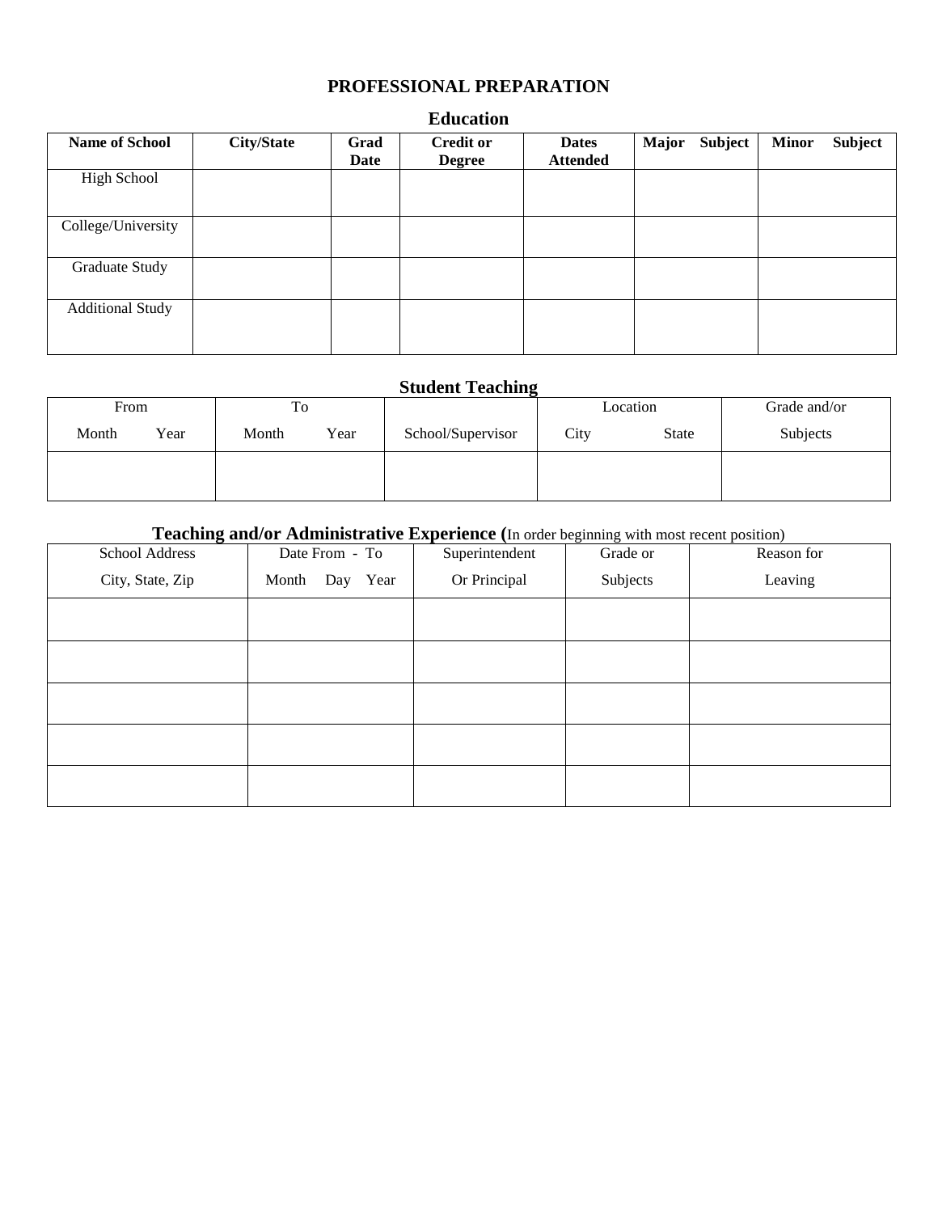# PROFESSIONAL PREPARATION

## Education

| Name of School | City/State | Grad Date | Credit or Degree | Dates Attended | Major Subject | Minor Subject |
|---|---|---|---|---|---|---|
| High School | | | | | | |
| College/University | | | | | | |
| Graduate Study | | | | | | |
| Additional Study | | | | | | |

## Student Teaching

| From | To | | Location | Grade and/or |
|---|---|---|---|---|
| Month Year | Month Year | School/Supervisor | City State | Subjects |
| | | | | |

## Teaching and/or Administrative Experience (In order beginning with most recent position)

| School Address | Date From - To | Superintendent | Grade or | Reason for |
|---|---|---|---|---|
| City, State, Zip | Month Day Year | Or Principal | Subjects | Leaving |
| | | | | |
| | | | | |
| | | | | |
| | | | | |
| | | | | |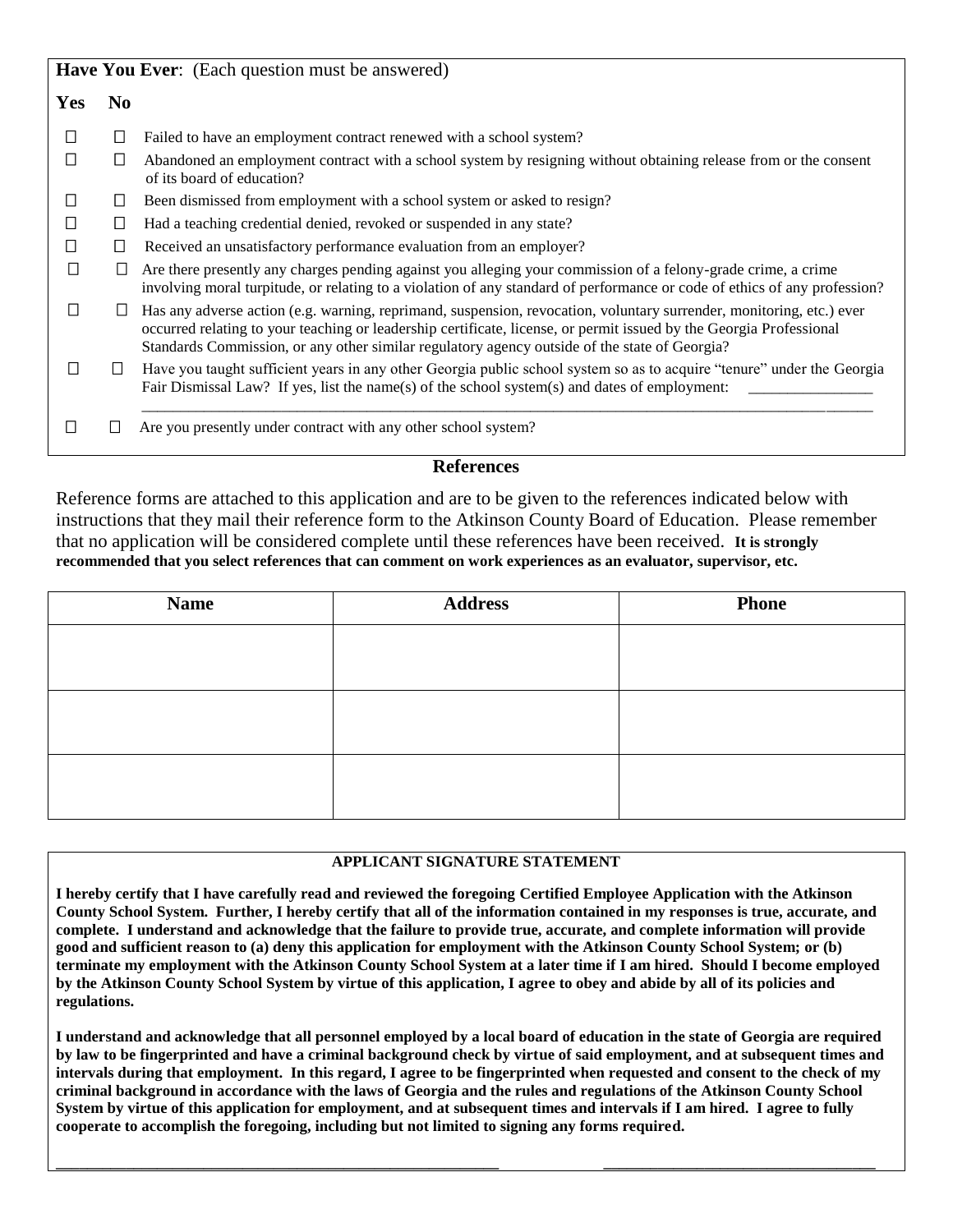**Have You Ever**: (Each question must be answered)

| Yes | No | |
|---|---|---|
| ☐ | ☐ | Failed to have an employment contract renewed with a school system? |
| ☐ | ☐ | Abandoned an employment contract with a school system by resigning without obtaining release from or the consent of its board of education? |
| ☐ | ☐ | Been dismissed from employment with a school system or asked to resign? |
| ☐ | ☐ | Had a teaching credential denied, revoked or suspended in any state? |
| ☐ | ☐ | Received an unsatisfactory performance evaluation from an employer? |
| ☐ | ☐ | Are there presently any charges pending against you alleging your commission of a felony-grade crime, a crime involving moral turpitude, or relating to a violation of any standard of performance or code of ethics of any profession? |
| ☐ | ☐ | Has any adverse action (e.g. warning, reprimand, suspension, revocation, voluntary surrender, monitoring, etc.) ever occurred relating to your teaching or leadership certificate, license, or permit issued by the Georgia Professional Standards Commission, or any other similar regulatory agency outside of the state of Georgia? |
| ☐ | ☐ | Have you taught sufficient years in any other Georgia public school system so as to acquire "tenure" under the Georgia Fair Dismissal Law? If yes, list the name(s) of the school system(s) and dates of employment: ________________ ________________________________________________________________ |
| ☐ | ☐ | Are you presently under contract with any other school system? |

## References

Reference forms are attached to this application and are to be given to the references indicated below with instructions that they mail their reference form to the Atkinson County Board of Education. Please remember that no application will be considered complete until these references have been received. **It is strongly recommended that you select references that can comment on work experiences as an evaluator, supervisor, etc.**

| Name | Address | Phone |
|---|---|---|
| | | |
| | | |
| | | |

**APPLICANT SIGNATURE STATEMENT**

**I hereby certify that I have carefully read and reviewed the foregoing Certified Employee Application with the Atkinson County School System. Further, I hereby certify that all of the information contained in my responses is true, accurate, and complete. I understand and acknowledge that the failure to provide true, accurate, and complete information will provide good and sufficient reason to (a) deny this application for employment with the Atkinson County School System; or (b) terminate my employment with the Atkinson County School System at a later time if I am hired. Should I become employed by the Atkinson County School System by virtue of this application, I agree to obey and abide by all of its policies and regulations.**

**I understand and acknowledge that all personnel employed by a local board of education in the state of Georgia are required by law to be fingerprinted and have a criminal background check by virtue of said employment, and at subsequent times and intervals during that employment. In this regard, I agree to be fingerprinted when requested and consent to the check of my criminal background in accordance with the laws of Georgia and the rules and regulations of the Atkinson County School System by virtue of this application for employment, and at subsequent times and intervals if I am hired. I agree to fully cooperate to accomplish the foregoing, including but not limited to signing any forms required.**

_______________________________________________ ______________________________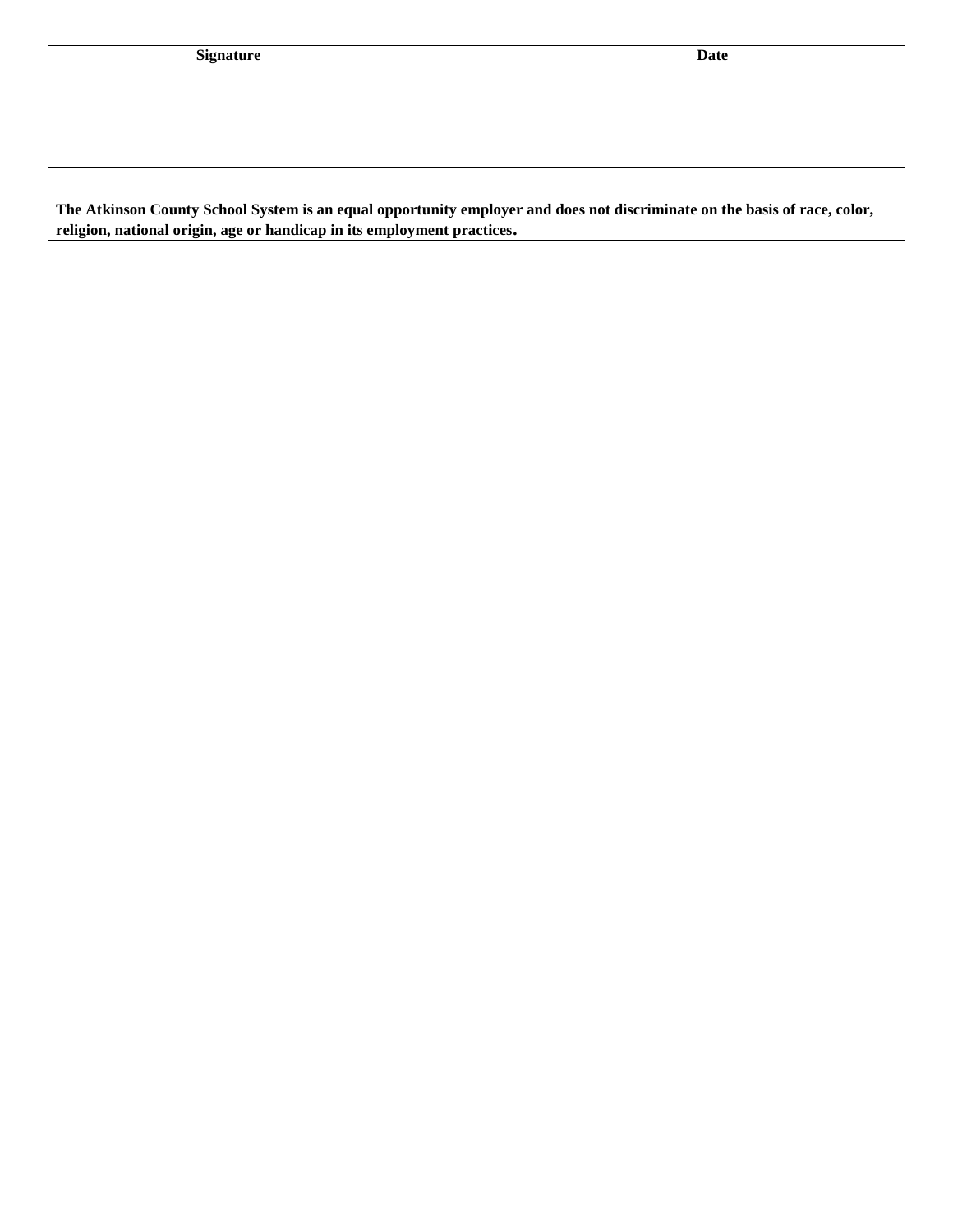| **Signature** | **Date** |
|---|---|
| | |

**The Atkinson County School System is an equal opportunity employer and does not discriminate on the basis of race, color, religion, national origin, age or handicap in its employment practices.**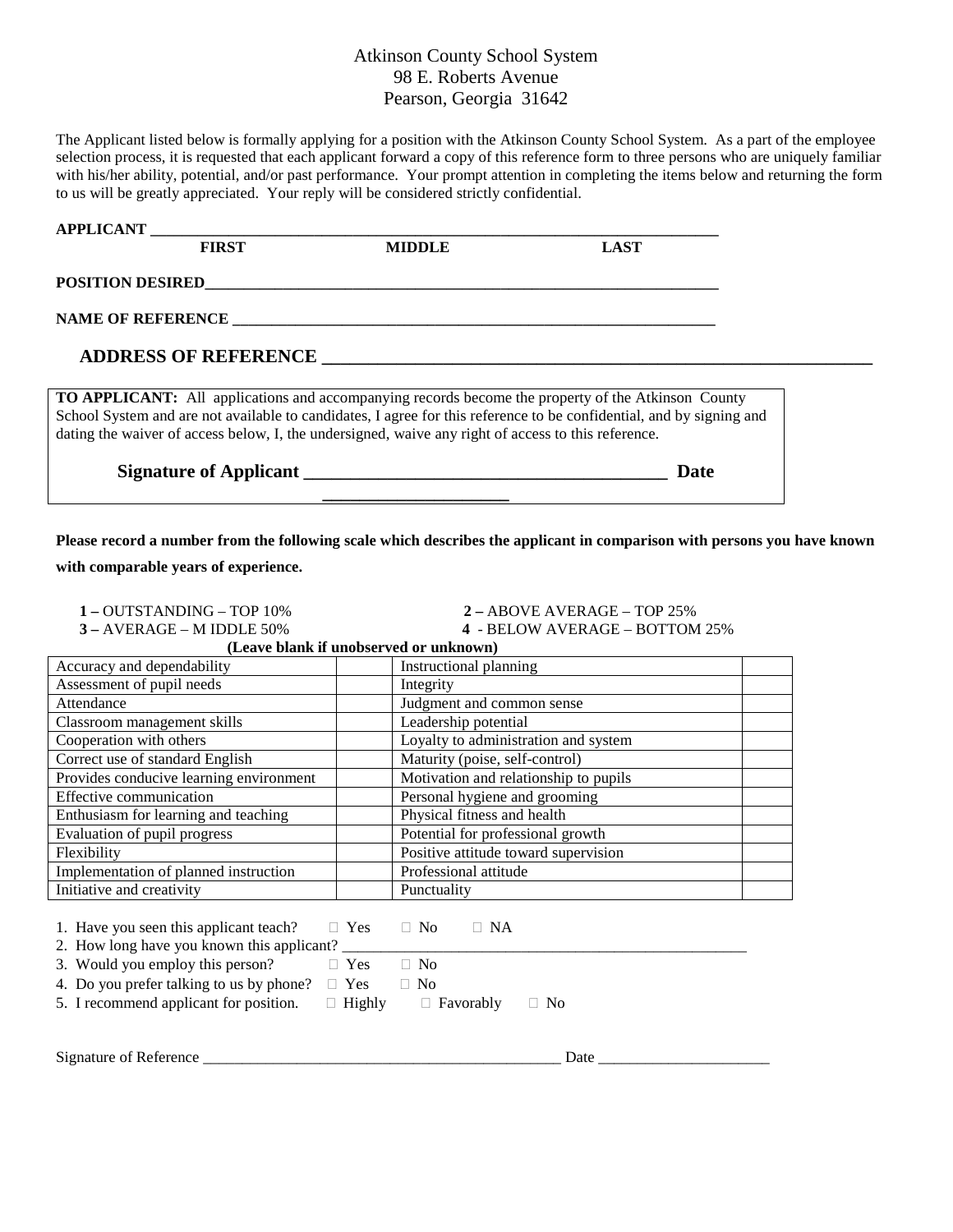Atkinson County School System
98 E. Roberts Avenue
Pearson, Georgia 31642

The Applicant listed below is formally applying for a position with the Atkinson County School System. As a part of the employee selection process, it is requested that each applicant forward a copy of this reference form to three persons who are uniquely familiar with his/her ability, potential, and/or past performance. Your prompt attention in completing the items below and returning the form to us will be greatly appreciated. Your reply will be considered strictly confidential.

**APPLICANT** ___________________________________________________________________
**FIRST** **MIDDLE** **LAST**

**POSITION DESIRED**_____________________________________________________________

**NAME OF REFERENCE** ___________________________________________________________

**ADDRESS OF REFERENCE** ________________________________________________________

**TO APPLICANT:** All applications and accompanying records become the property of the Atkinson County School System and are not available to candidates, I agree for this reference to be confidential, and by signing and dating the waiver of access below, I, the undersigned, waive any right of access to this reference.

**Signature of Applicant** ______________________________________ **Date** ____________________

**Please record a number from the following scale which describes the applicant in comparison with persons you have known with comparable years of experience.**

**1 –** OUTSTANDING – TOP 10% **2 –** ABOVE AVERAGE – TOP 25%
**3 –** AVERAGE – M IDDLE 50% **4** - BELOW AVERAGE – BOTTOM 25%

**(Leave blank if unobserved or unknown)**

| | | | |
|---|---|---|---|
| Accuracy and dependability | | Instructional planning | |
| Assessment of pupil needs | | Integrity | |
| Attendance | | Judgment and common sense | |
| Classroom management skills | | Leadership potential | |
| Cooperation with others | | Loyalty to administration and system | |
| Correct use of standard English | | Maturity (poise, self-control) | |
| Provides conducive learning environment | | Motivation and relationship to pupils | |
| Effective communication | | Personal hygiene and grooming | |
| Enthusiasm for learning and teaching | | Physical fitness and health | |
| Evaluation of pupil progress | | Potential for professional growth | |
| Flexibility | | Positive attitude toward supervision | |
| Implementation of planned instruction | | Professional attitude | |
| Initiative and creativity | | Punctuality | |

1. Have you seen this applicant teach? □ Yes □ No □ NA
2. How long have you known this applicant? ______________________________________________
3. Would you employ this person? □ Yes □ No
4. Do you prefer talking to us by phone? □ Yes □ No
5. I recommend applicant for position. □ Highly □ Favorably □ No

Signature of Reference _____________________________________________ Date _____________________